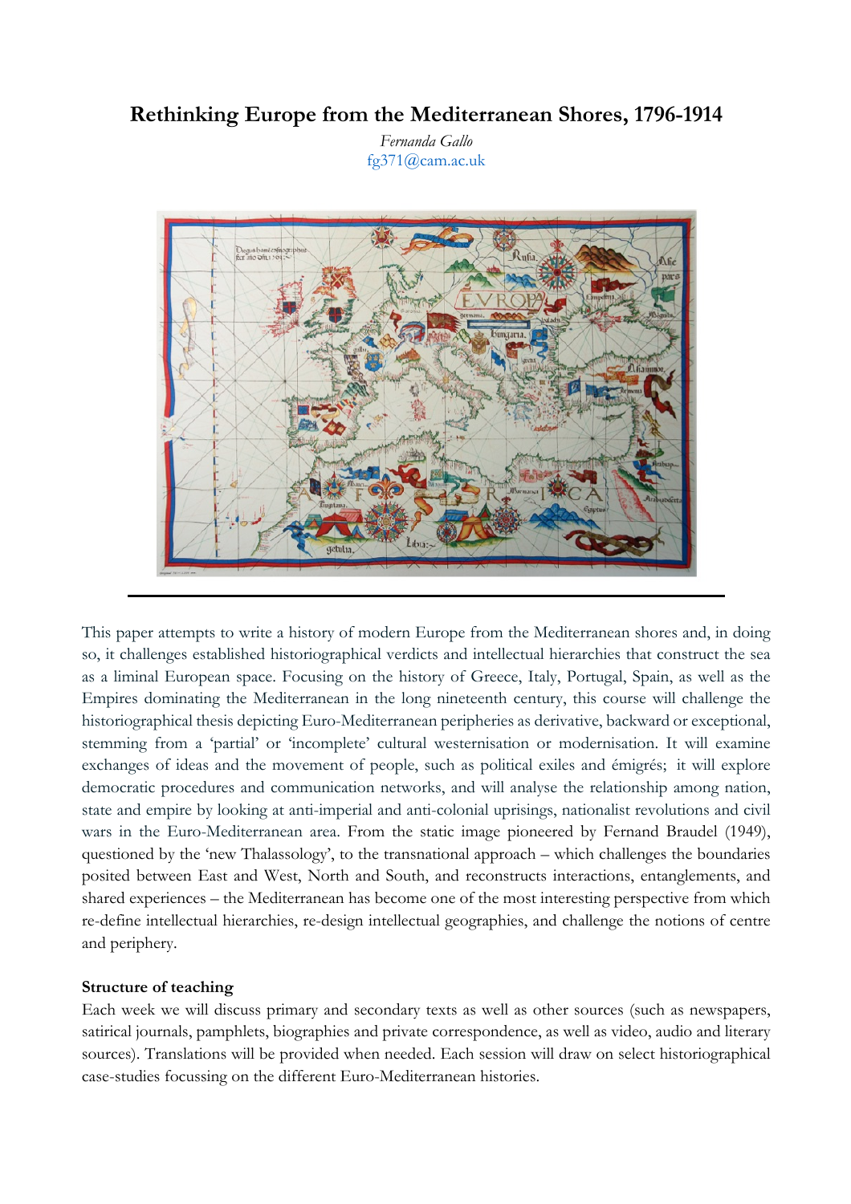# Rethinking Europe from the Mediterranean Shores, 1796-1914

*Fernanda Gallo*
fg371@cam.ac.uk

This paper attempts to write a history of modern Europe from the Mediterranean shores and, in doing so, it challenges established historiographical verdicts and intellectual hierarchies that construct the sea as a liminal European space. Focusing on the history of Greece, Italy, Portugal, Spain, as well as the Empires dominating the Mediterranean in the long nineteenth century, this course will challenge the historiographical thesis depicting Euro-Mediterranean peripheries as derivative, backward or exceptional, stemming from a 'partial' or 'incomplete' cultural westernisation or modernisation. It will examine exchanges of ideas and the movement of people, such as political exiles and émigrés; it will explore democratic procedures and communication networks, and will analyse the relationship among nation, state and empire by looking at anti-imperial and anti-colonial uprisings, nationalist revolutions and civil wars in the Euro-Mediterranean area. From the static image pioneered by Fernand Braudel (1949), questioned by the 'new Thalassology', to the transnational approach – which challenges the boundaries posited between East and West, North and South, and reconstructs interactions, entanglements, and shared experiences – the Mediterranean has become one of the most interesting perspective from which re-define intellectual hierarchies, re-design intellectual geographies, and challenge the notions of centre and periphery.

**Structure of teaching**

Each week we will discuss primary and secondary texts as well as other sources (such as newspapers, satirical journals, pamphlets, biographies and private correspondence, as well as video, audio and literary sources). Translations will be provided when needed. Each session will draw on select historiographical case-studies focussing on the different Euro-Mediterranean histories.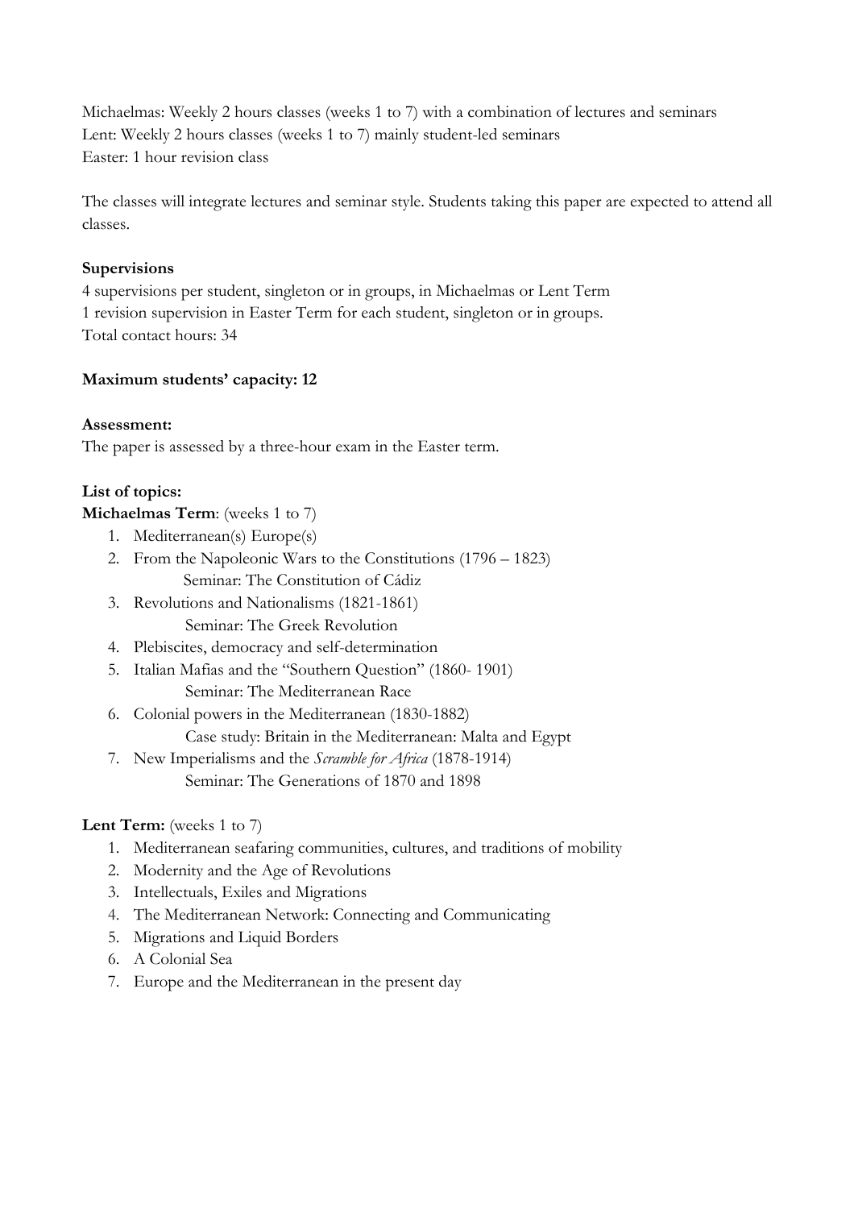Michaelmas: Weekly 2 hours classes (weeks 1 to 7) with a combination of lectures and seminars
Lent: Weekly 2 hours classes (weeks 1 to 7) mainly student-led seminars
Easter: 1 hour revision class

The classes will integrate lectures and seminar style. Students taking this paper are expected to attend all classes.

**Supervisions**

4 supervisions per student, singleton or in groups, in Michaelmas or Lent Term
1 revision supervision in Easter Term for each student, singleton or in groups.
Total contact hours: 34

**Maximum students' capacity: 12**

**Assessment:**

The paper is assessed by a three-hour exam in the Easter term.

**List of topics:**

**Michaelmas Term**: (weeks 1 to 7)

1. Mediterranean(s) Europe(s)
2. From the Napoleonic Wars to the Constitutions (1796 – 1823)
   Seminar: The Constitution of Cádiz
3. Revolutions and Nationalisms (1821-1861)
   Seminar: The Greek Revolution
4. Plebiscites, democracy and self-determination
5. Italian Mafias and the "Southern Question" (1860- 1901)
   Seminar: The Mediterranean Race
6. Colonial powers in the Mediterranean (1830-1882)
   Case study: Britain in the Mediterranean: Malta and Egypt
7. New Imperialisms and the *Scramble for Africa* (1878-1914)
   Seminar: The Generations of 1870 and 1898

**Lent Term:** (weeks 1 to 7)

1. Mediterranean seafaring communities, cultures, and traditions of mobility
2. Modernity and the Age of Revolutions
3. Intellectuals, Exiles and Migrations
4. The Mediterranean Network: Connecting and Communicating
5. Migrations and Liquid Borders
6. A Colonial Sea
7. Europe and the Mediterranean in the present day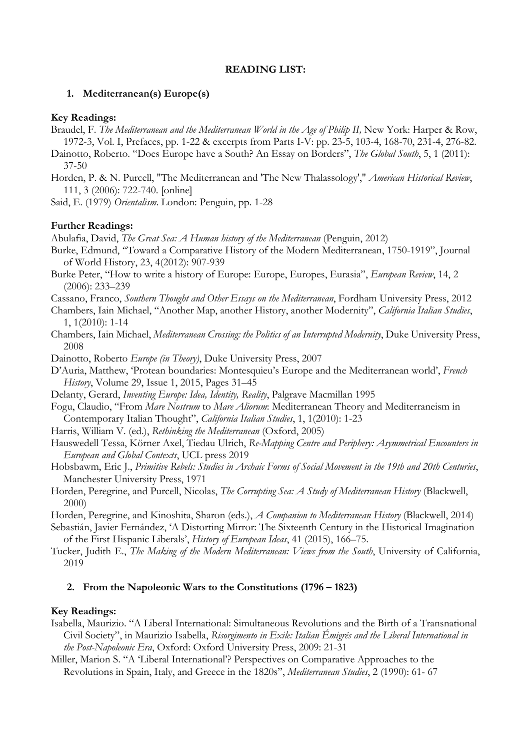# READING LIST:

## 1. Mediterranean(s) Europe(s)

**Key Readings:**

Braudel, F. *The Mediterranean and the Mediterranean World in the Age of Philip II,* New York: Harper & Row, 1972-3, Vol. I, Prefaces, pp. 1-22 & excerpts from Parts I-V: pp. 23-5, 103-4, 168-70, 231-4, 276-82.

Dainotto, Roberto. "Does Europe have a South? An Essay on Borders", *The Global South*, 5, 1 (2011): 37-50

Horden, P. & N. Purcell, "The Mediterranean and 'The New Thalassology'," *American Historical Review*, 111, 3 (2006): 722-740. [online]

Said, E. (1979) *Orientalism*. London: Penguin, pp. 1-28

**Further Readings:**

Abulafia, David, *The Great Sea: A Human history of the Mediterranean* (Penguin, 2012)

Burke, Edmund, "Toward a Comparative History of the Modern Mediterranean, 1750-1919", Journal of World History, 23, 4(2012): 907-939

Burke Peter, "How to write a history of Europe: Europe, Europes, Eurasia", *European Review*, 14, 2 (2006): 233–239

Cassano, Franco, *Southern Thought and Other Essays on the Mediterranean*, Fordham University Press, 2012

Chambers, Iain Michael, "Another Map, another History, another Modernity", *California Italian Studies*, 1, 1(2010): 1-14

Chambers, Iain Michael, *Mediterranean Crossing: the Politics of an Interrupted Modernity*, Duke University Press, 2008

Dainotto, Roberto *Europe (in Theory)*, Duke University Press, 2007

D'Auria, Matthew, 'Protean boundaries: Montesquieu's Europe and the Mediterranean world', *French History*, Volume 29, Issue 1, 2015, Pages 31–45

Delanty, Gerard, *Inventing Europe: Idea, Identity, Reality*, Palgrave Macmillan 1995

Fogu, Claudio, "From *Mare Nostrum* to *Mare Aliorum*: Mediterranean Theory and Mediterraneism in Contemporary Italian Thought", *California Italian Studies*, 1, 1(2010): 1-23

Harris, William V. (ed.), *Rethinking the Mediterranean* (Oxford, 2005)

Hauswedell Tessa, Körner Axel, Tiedau Ulrich, *Re-Mapping Centre and Periphery: Asymmetrical Encounters in European and Global Contexts*, UCL press 2019

Hobsbawm, Eric J., *Primitive Rebels: Studies in Archaic Forms of Social Movement in the 19th and 20th Centuries*, Manchester University Press, 1971

Horden, Peregrine, and Purcell, Nicolas, *The Corrupting Sea: A Study of Mediterranean History* (Blackwell, 2000)

Horden, Peregrine, and Kinoshita, Sharon (eds.), *A Companion to Mediterranean History* (Blackwell, 2014)

Sebastián, Javier Fernández, 'A Distorting Mirror: The Sixteenth Century in the Historical Imagination of the First Hispanic Liberals', *History of European Ideas*, 41 (2015), 166–75.

Tucker, Judith E., *The Making of the Modern Mediterranean: Views from the South*, University of California, 2019

## 2. From the Napoleonic Wars to the Constitutions (1796 – 1823)

**Key Readings:**

Isabella, Maurizio. "A Liberal International: Simultaneous Revolutions and the Birth of a Transnational Civil Society", in Maurizio Isabella, *Risorgimento in Exile: Italian Émigrés and the Liberal International in the Post-Napoleonic Era*, Oxford: Oxford University Press, 2009: 21-31

Miller, Marion S. "A 'Liberal International'? Perspectives on Comparative Approaches to the Revolutions in Spain, Italy, and Greece in the 1820s", *Mediterranean Studies*, 2 (1990): 61- 67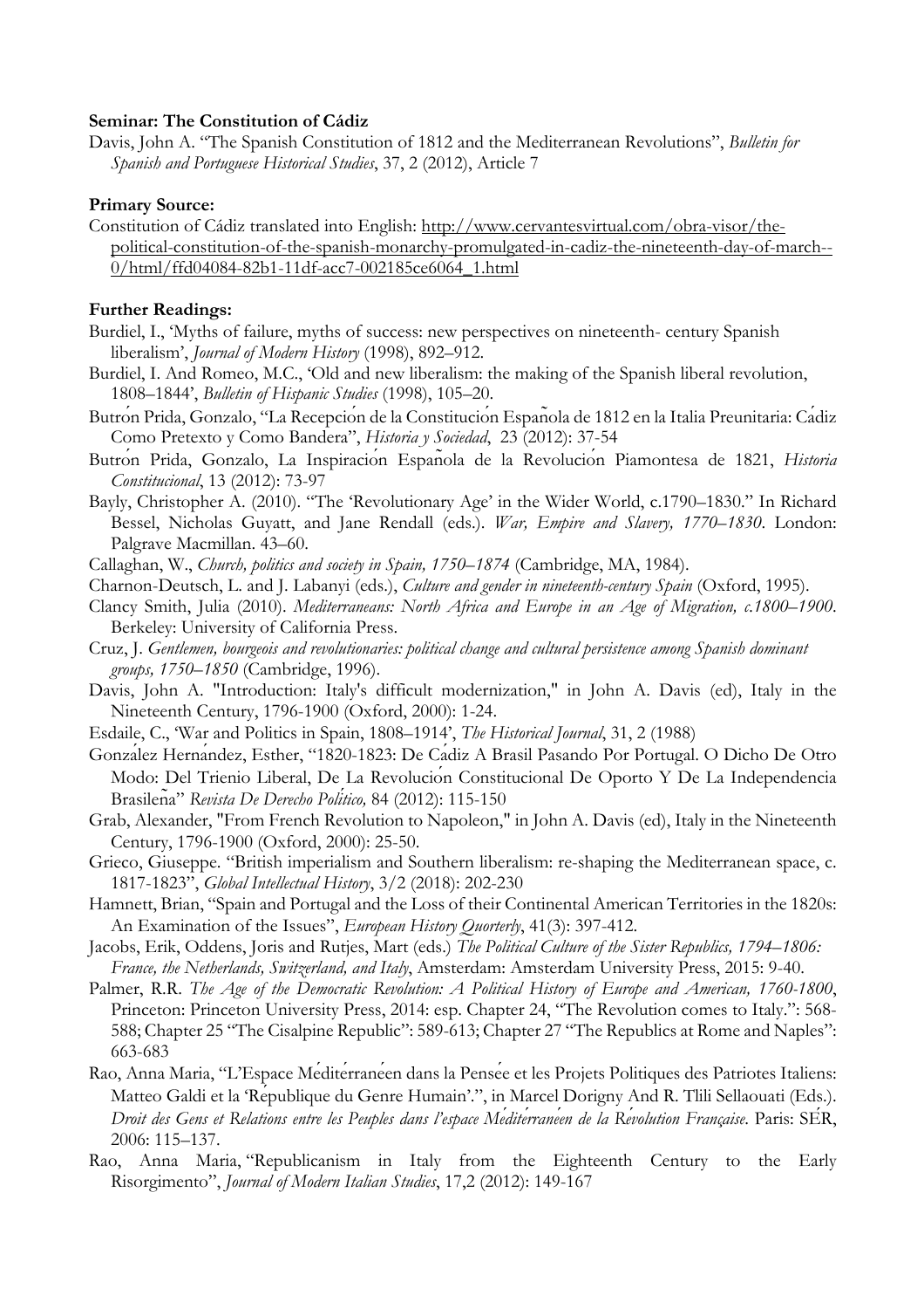**Seminar: The Constitution of Cádiz**

Davis, John A. "The Spanish Constitution of 1812 and the Mediterranean Revolutions", *Bulletin for Spanish and Portuguese Historical Studies*, 37, 2 (2012), Article 7

**Primary Source:**

Constitution of Cádiz translated into English: http://www.cervantesvirtual.com/obra-visor/the-political-constitution-of-the-spanish-monarchy-promulgated-in-cadiz-the-nineteenth-day-of-march--0/html/ffd04084-82b1-11df-acc7-002185ce6064_1.html

**Further Readings:**

Burdiel, I., 'Myths of failure, myths of success: new perspectives on nineteenth- century Spanish liberalism', *Journal of Modern History* (1998), 892–912.

Burdiel, I. And Romeo, M.C., 'Old and new liberalism: the making of the Spanish liberal revolution, 1808–1844', *Bulletin of Hispanic Studies* (1998), 105–20.

Butrón Prida, Gonzalo, "La Recepción de la Constitución Española de 1812 en la Italia Preunitaria: Cádiz Como Pretexto y Como Bandera", *Historia y Sociedad*, 23 (2012): 37-54

Butrón Prida, Gonzalo, La Inspiración Española de la Revolución Piamontesa de 1821, *Historia Constitucional*, 13 (2012): 73-97

Bayly, Christopher A. (2010). "The 'Revolutionary Age' in the Wider World, c.1790–1830." In Richard Bessel, Nicholas Guyatt, and Jane Rendall (eds.). *War, Empire and Slavery, 1770–1830*. London: Palgrave Macmillan. 43–60.

Callaghan, W., *Church, politics and society in Spain, 1750–1874* (Cambridge, MA, 1984).

Charnon-Deutsch, L. and J. Labanyi (eds.), *Culture and gender in nineteenth-century Spain* (Oxford, 1995).

Clancy Smith, Julia (2010). *Mediterraneans: North Africa and Europe in an Age of Migration, c.1800–1900*. Berkeley: University of California Press.

Cruz, J. *Gentlemen, bourgeois and revolutionaries: political change and cultural persistence among Spanish dominant groups, 1750–1850* (Cambridge, 1996).

Davis, John A. "Introduction: Italy's difficult modernization," in John A. Davis (ed), Italy in the Nineteenth Century, 1796-1900 (Oxford, 2000): 1-24.

Esdaile, C., 'War and Politics in Spain, 1808–1914', *The Historical Journal*, 31, 2 (1988)

González Hernández, Esther, "1820-1823: De Cádiz A Brasil Pasando Por Portugal. O Dicho De Otro Modo: Del Trienio Liberal, De La Revolución Constitucional De Oporto Y De La Independencia Brasileña" *Revista De Derecho Político,* 84 (2012): 115-150

Grab, Alexander, "From French Revolution to Napoleon," in John A. Davis (ed), Italy in the Nineteenth Century, 1796-1900 (Oxford, 2000): 25-50.

Grieco, Giuseppe. "British imperialism and Southern liberalism: re-shaping the Mediterranean space, c. 1817-1823", *Global Intellectual History*, 3/2 (2018): 202-230

Hamnett, Brian, "Spain and Portugal and the Loss of their Continental American Territories in the 1820s: An Examination of the Issues", *European History Quorterly*, 41(3): 397-412.

Jacobs, Erik, Oddens, Joris and Rutjes, Mart (eds.) *The Political Culture of the Sister Republics, 1794–1806: France, the Netherlands, Switzerland, and Italy*, Amsterdam: Amsterdam University Press, 2015: 9-40.

Palmer, R.R. *The Age of the Democratic Revolution: A Political History of Europe and American, 1760-1800*, Princeton: Princeton University Press, 2014: esp. Chapter 24, "The Revolution comes to Italy.": 568-588; Chapter 25 "The Cisalpine Republic": 589-613; Chapter 27 "The Republics at Rome and Naples": 663-683

Rao, Anna Maria, "L'Espace Méditerranéen dans la Pensée et les Projets Politiques des Patriotes Italiens: Matteo Galdi et la 'République du Genre Humain'.", in Marcel Dorigny And R. Tlili Sellaouati (Eds.). *Droit des Gens et Relations entre les Peuples dans l'espace Méditerranéen de la Révolution Française*. Paris: SÉR, 2006: 115–137.

Rao, Anna Maria, "Republicanism in Italy from the Eighteenth Century to the Early Risorgimento", *Journal of Modern Italian Studies*, 17,2 (2012): 149-167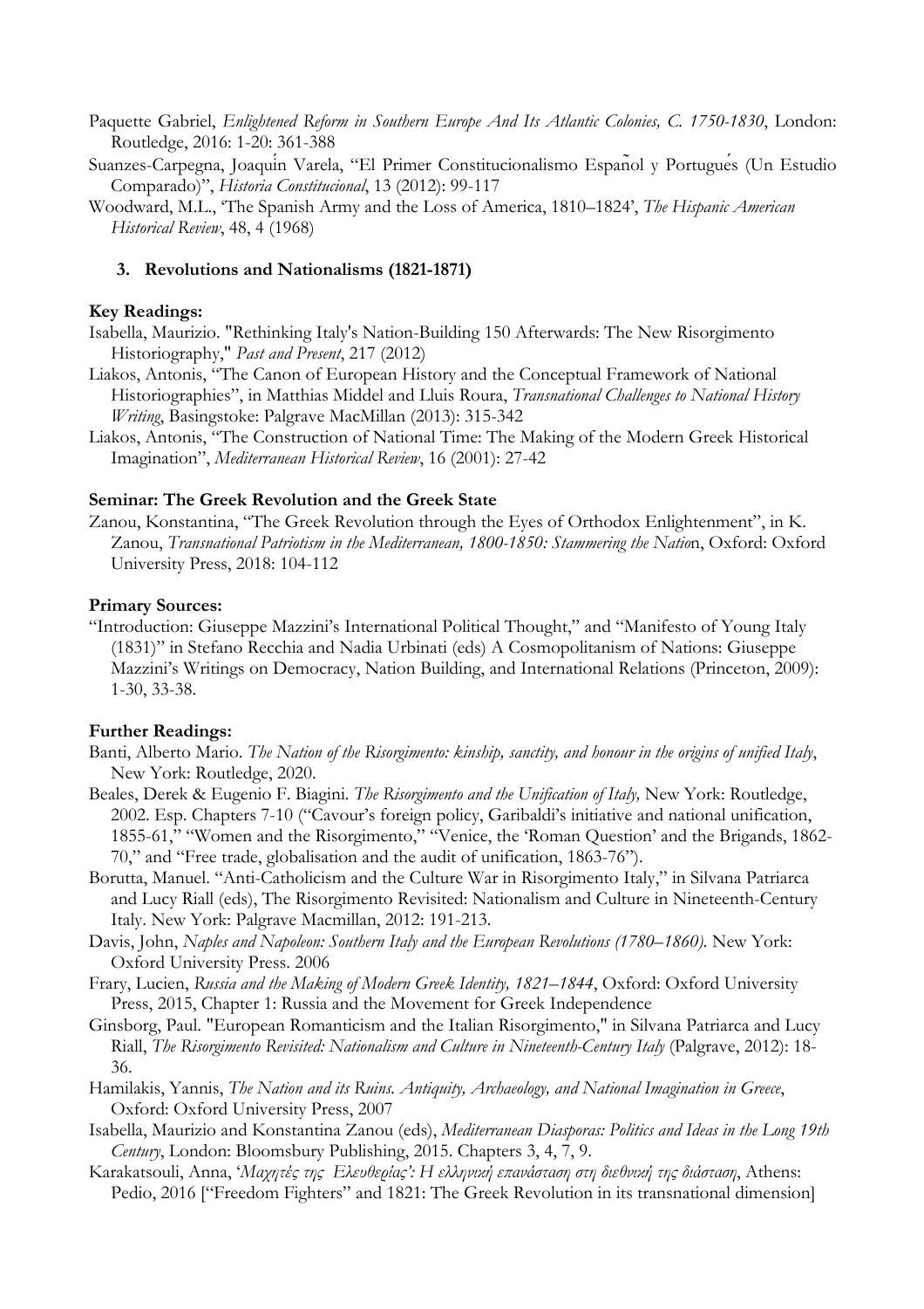Paquette Gabriel, *Enlightened Reform in Southern Europe And Its Atlantic Colonies, C. 1750-1830*, London: Routledge, 2016: 1-20: 361-388

Suanzes-Carpegna, Joaquín Varela, "El Primer Constitucionalismo Español y Portugués (Un Estudio Comparado)", *Historia Constitucional*, 13 (2012): 99-117

Woodward, M.L., 'The Spanish Army and the Loss of America, 1810–1824', *The Hispanic American Historical Review*, 48, 4 (1968)

### 3. Revolutions and Nationalisms (1821-1871)

**Key Readings:**

Isabella, Maurizio. "Rethinking Italy's Nation-Building 150 Afterwards: The New Risorgimento Historiography," *Past and Present*, 217 (2012)

Liakos, Antonis, "The Canon of European History and the Conceptual Framework of National Historiographies", in Matthias Middel and Lluis Roura, *Transnational Challenges to National History Writing*, Basingstoke: Palgrave MacMillan (2013): 315-342

Liakos, Antonis, "The Construction of National Time: The Making of the Modern Greek Historical Imagination", *Mediterranean Historical Review*, 16 (2001): 27-42

**Seminar: The Greek Revolution and the Greek State**

Zanou, Konstantina, "The Greek Revolution through the Eyes of Orthodox Enlightenment", in K. Zanou, *Transnational Patriotism in the Mediterranean, 1800-1850: Stammering the Natio*n, Oxford: Oxford University Press, 2018: 104-112

**Primary Sources:**

"Introduction: Giuseppe Mazzini's International Political Thought," and "Manifesto of Young Italy (1831)" in Stefano Recchia and Nadia Urbinati (eds) A Cosmopolitanism of Nations: Giuseppe Mazzini's Writings on Democracy, Nation Building, and International Relations (Princeton, 2009): 1-30, 33-38.

**Further Readings:**

Banti, Alberto Mario. *The Nation of the Risorgimento: kinship, sanctity, and honour in the origins of unified Italy*, New York: Routledge, 2020.

Beales, Derek & Eugenio F. Biagini. *The Risorgimento and the Unification of Italy,* New York: Routledge, 2002. Esp. Chapters 7-10 ("Cavour's foreign policy, Garibaldi's initiative and national unification, 1855-61," "Women and the Risorgimento," "Venice, the 'Roman Question' and the Brigands, 1862-70," and "Free trade, globalisation and the audit of unification, 1863-76").

Borutta, Manuel. "Anti-Catholicism and the Culture War in Risorgimento Italy," in Silvana Patriarca and Lucy Riall (eds), The Risorgimento Revisited: Nationalism and Culture in Nineteenth-Century Italy. New York: Palgrave Macmillan, 2012: 191-213.

Davis, John, *Naples and Napoleon: Southern Italy and the European Revolutions (1780–1860).* New York: Oxford University Press. 2006

Frary, Lucien, *Russia and the Making of Modern Greek Identity, 1821–1844*, Oxford: Oxford University Press, 2015, Chapter 1: Russia and the Movement for Greek Independence

Ginsborg, Paul. "European Romanticism and the Italian Risorgimento," in Silvana Patriarca and Lucy Riall, *The Risorgimento Revisited: Nationalism and Culture in Nineteenth-Century Italy* (Palgrave, 2012): 18-36.

Hamilakis, Yannis, *The Nation and its Ruins. Antiquity, Archaeology, and National Imagination in Greece*, Oxford: Oxford University Press, 2007

Isabella, Maurizio and Konstantina Zanou (eds), *Mediterranean Diasporas: Politics and Ideas in the Long 19th Century*, London: Bloomsbury Publishing, 2015. Chapters 3, 4, 7, 9.

Karakatsouli, Anna, '*Μαχητές της Ελευθερίας': Η ελληνική επανάσταση στη διεθνική της διάσταση*, Athens: Pedio, 2016 ["Freedom Fighters" and 1821: The Greek Revolution in its transnational dimension]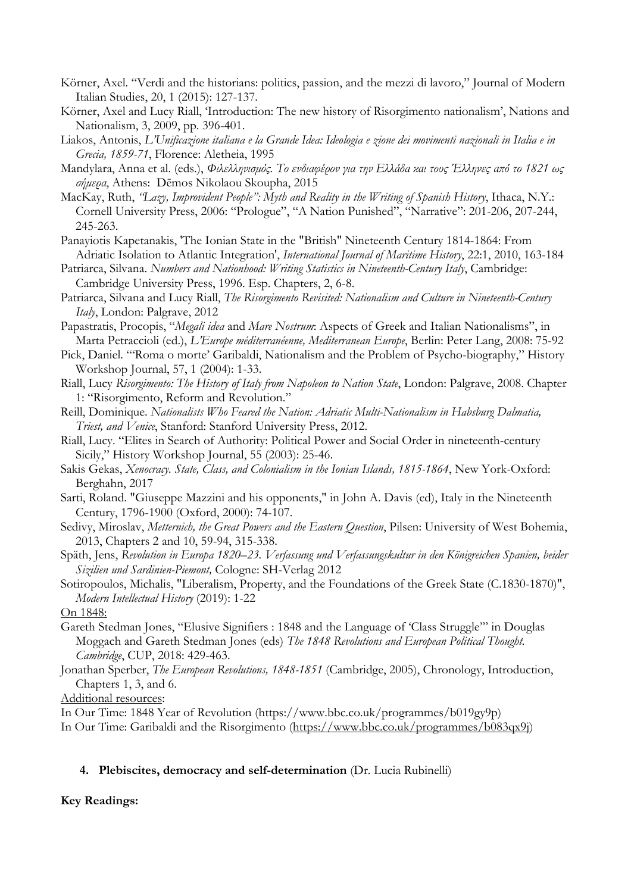Körner, Axel. "Verdi and the historians: politics, passion, and the mezzi di lavoro," Journal of Modern Italian Studies, 20, 1 (2015): 127-137.

Körner, Axel and Lucy Riall, 'Introduction: The new history of Risorgimento nationalism', Nations and Nationalism, 3, 2009, pp. 396-401.

Liakos, Antonis, *L'Unificazione italiana e la Grande Idea: Ideologia e zione dei movimenti nazionali in Italia e in Grecia, 1859-71*, Florence: Aletheia, 1995

Mandylara, Anna et al. (eds.), *Φιλελληνισμός. Το ενδιαφέρον για την Ελλάδα και τους Έλληνες από το 1821 ως σήμερα*, Athens: Dēmos Nikolaou Skoupha, 2015

MacKay, Ruth, *"Lazy, Improvident People": Myth and Reality in the Writing of Spanish History*, Ithaca, N.Y.: Cornell University Press, 2006: "Prologue", "A Nation Punished", "Narrative": 201-206, 207-244, 245-263.

Panayiotis Kapetanakis, 'The Ionian State in the "British" Nineteenth Century 1814-1864: From Adriatic Isolation to Atlantic Integration', *International Journal of Maritime History*, 22:1, 2010, 163-184

Patriarca, Silvana. *Numbers and Nationhood: Writing Statistics in Nineteenth-Century Italy*, Cambridge: Cambridge University Press, 1996. Esp. Chapters, 2, 6-8.

Patriarca, Silvana and Lucy Riall, *The Risorgimento Revisited: Nationalism and Culture in Nineteenth-Century Italy*, London: Palgrave, 2012

Papastratis, Procopis, "*Megali idea* and *Mare Nostrum*: Aspects of Greek and Italian Nationalisms", in Marta Petraccioli (ed.), *L'Europe méditerranéenne, Mediterranean Europe*, Berlin: Peter Lang, 2008: 75-92

Pick, Daniel. "'Roma o morte' Garibaldi, Nationalism and the Problem of Psycho-biography," History Workshop Journal, 57, 1 (2004): 1-33.

Riall, Lucy *Risorgimento: The History of Italy from Napoleon to Nation State*, London: Palgrave, 2008. Chapter 1: "Risorgimento, Reform and Revolution."

Reill, Dominique. *Nationalists Who Feared the Nation: Adriatic Multi-Nationalism in Habsburg Dalmatia, Triest, and Venice*, Stanford: Stanford University Press, 2012.

Riall, Lucy. "Elites in Search of Authority: Political Power and Social Order in nineteenth-century Sicily," History Workshop Journal, 55 (2003): 25-46.

Sakis Gekas, *Xenocracy. State, Class, and Colonialism in the Ionian Islands, 1815-1864*, New York-Oxford: Berghahn, 2017

Sarti, Roland. "Giuseppe Mazzini and his opponents," in John A. Davis (ed), Italy in the Nineteenth Century, 1796-1900 (Oxford, 2000): 74-107.

Sedivy, Miroslav, *Metternich, the Great Powers and the Eastern Question*, Pilsen: University of West Bohemia, 2013, Chapters 2 and 10, 59-94, 315-338.

Späth, Jens, *Revolution in Europa 1820–23. Verfassung und Verfassungskultur in den Königreichen Spanien, beider Sizilien und Sardinien-Piemont,* Cologne: SH-Verlag 2012

Sotiropoulos, Michalis, "Liberalism, Property, and the Foundations of the Greek State (C.1830-1870)", *Modern Intellectual History* (2019): 1-22

On 1848:

Gareth Stedman Jones, "Elusive Signifiers : 1848 and the Language of 'Class Struggle'" in Douglas Moggach and Gareth Stedman Jones (eds) *The 1848 Revolutions and European Political Thought. Cambridge*, CUP, 2018: 429-463.

Jonathan Sperber, *The European Revolutions, 1848-1851* (Cambridge, 2005), Chronology, Introduction, Chapters 1, 3, and 6.

Additional resources:

In Our Time: 1848 Year of Revolution (https://www.bbc.co.uk/programmes/b019gy9p)

In Our Time: Garibaldi and the Risorgimento (https://www.bbc.co.uk/programmes/b083qx9j)

**4. Plebiscites, democracy and self-determination** (Dr. Lucia Rubinelli)

**Key Readings:**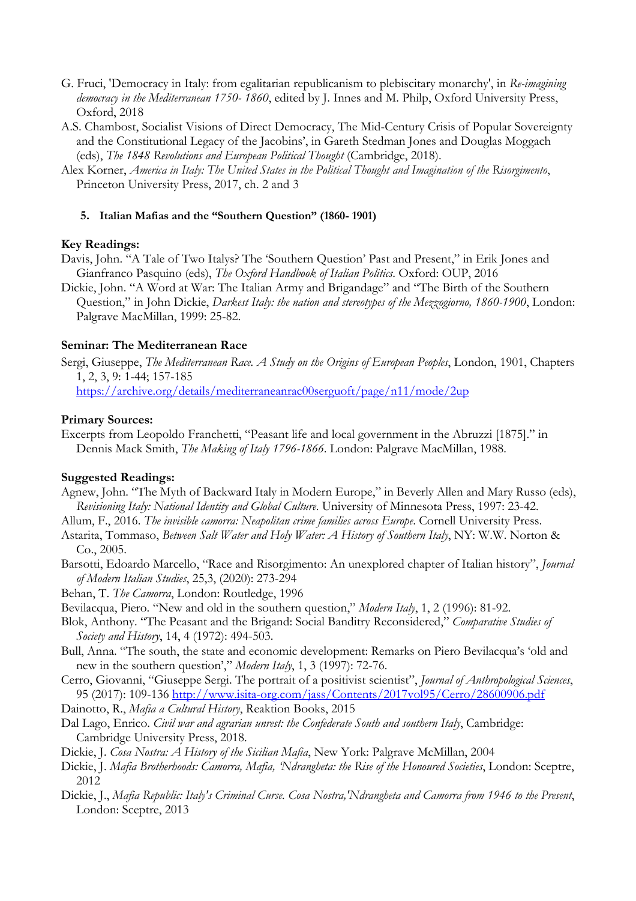G. Fruci, 'Democracy in Italy: from egalitarian republicanism to plebiscitary monarchy', in *Re-imagining democracy in the Mediterranean 1750- 1860*, edited by J. Innes and M. Philp, Oxford University Press, Oxford, 2018

A.S. Chambost, Socialist Visions of Direct Democracy, The Mid-Century Crisis of Popular Sovereignty and the Constitutional Legacy of the Jacobins', in Gareth Stedman Jones and Douglas Moggach (eds), *The 1848 Revolutions and European Political Thought* (Cambridge, 2018).

Alex Korner, *America in Italy: The United States in the Political Thought and Imagination of the Risorgimento*, Princeton University Press, 2017, ch. 2 and 3

#### 5. Italian Mafias and the "Southern Question" (1860- 1901)

**Key Readings:**

Davis, John. "A Tale of Two Italys? The 'Southern Question' Past and Present," in Erik Jones and Gianfranco Pasquino (eds), *The Oxford Handbook of Italian Politics*. Oxford: OUP, 2016

Dickie, John. "A Word at War: The Italian Army and Brigandage" and "The Birth of the Southern Question," in John Dickie, *Darkest Italy: the nation and stereotypes of the Mezzogiorno, 1860-1900*, London: Palgrave MacMillan, 1999: 25-82.

**Seminar: The Mediterranean Race**

Sergi, Giuseppe, *The Mediterranean Race. A Study on the Origins of European Peoples*, London, 1901, Chapters 1, 2, 3, 9: 1-44; 157-185
https://archive.org/details/mediterraneanrac00serguoft/page/n11/mode/2up

**Primary Sources:**

Excerpts from Leopoldo Franchetti, "Peasant life and local government in the Abruzzi [1875]." in Dennis Mack Smith, *The Making of Italy 1796-1866*. London: Palgrave MacMillan, 1988.

**Suggested Readings:**

Agnew, John. "The Myth of Backward Italy in Modern Europe," in Beverly Allen and Mary Russo (eds), *Revisioning Italy: National Identity and Global Culture*. University of Minnesota Press, 1997: 23-42.

Allum, F., 2016. *The invisible camorra: Neapolitan crime families across Europe*. Cornell University Press.

Astarita, Tommaso, *Between Salt Water and Holy Water: A History of Southern Italy*, NY: W.W. Norton & Co., 2005.

Barsotti, Edoardo Marcello, "Race and Risorgimento: An unexplored chapter of Italian history", *Journal of Modern Italian Studies*, 25,3, (2020): 273-294

Behan, T. *The Camorra*, London: Routledge, 1996

Bevilacqua, Piero. "New and old in the southern question," *Modern Italy*, 1, 2 (1996): 81-92.

Blok, Anthony. "The Peasant and the Brigand: Social Banditry Reconsidered," *Comparative Studies of Society and History*, 14, 4 (1972): 494-503.

Bull, Anna. "The south, the state and economic development: Remarks on Piero Bevilacqua's 'old and new in the southern question'," *Modern Italy*, 1, 3 (1997): 72-76.

Cerro, Giovanni, "Giuseppe Sergi. The portrait of a positivist scientist", *Journal of Anthropological Sciences*, 95 (2017): 109-136 http://www.isita-org.com/jass/Contents/2017vol95/Cerro/28600906.pdf

Dainotto, R., *Mafia a Cultural History*, Reaktion Books, 2015

Dal Lago, Enrico. *Civil war and agrarian unrest: the Confederate South and southern Italy*, Cambridge: Cambridge University Press, 2018.

Dickie, J. *Cosa Nostra: A History of the Sicilian Mafia*, New York: Palgrave McMillan, 2004

Dickie, J. *Mafia Brotherhoods: Camorra, Mafia, 'Ndrangheta: the Rise of the Honoured Societies*, London: Sceptre, 2012

Dickie, J., *Mafia Republic: Italy's Criminal Curse. Cosa Nostra,'Ndrangheta and Camorra from 1946 to the Present*, London: Sceptre, 2013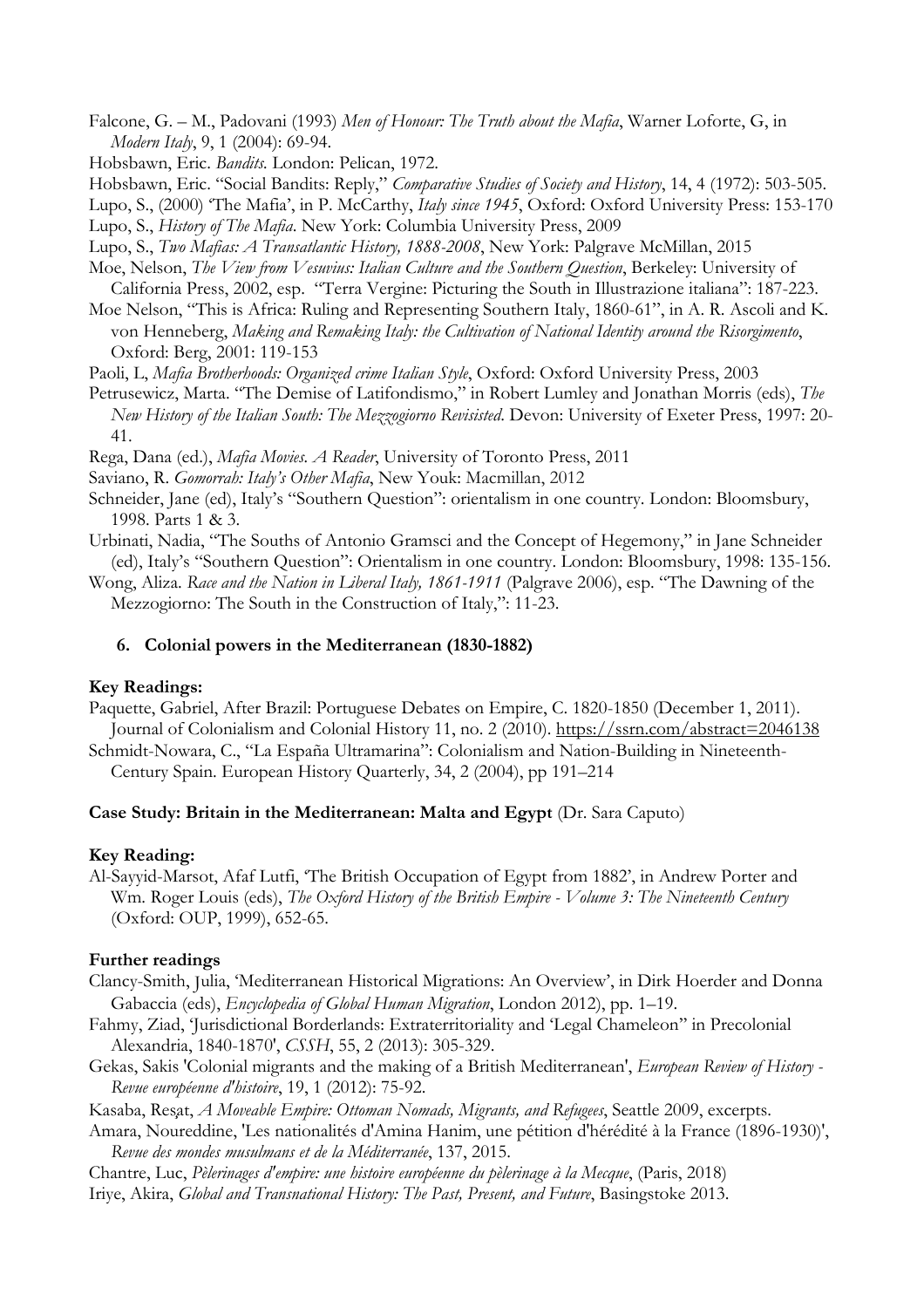Falcone, G. – M., Padovani (1993) *Men of Honour: The Truth about the Mafia*, Warner Loforte, G, in *Modern Italy*, 9, 1 (2004): 69-94.

Hobsbawn, Eric. *Bandits*. London: Pelican, 1972.

Hobsbawn, Eric. "Social Bandits: Reply," *Comparative Studies of Society and History*, 14, 4 (1972): 503-505.

Lupo, S., (2000) 'The Mafia', in P. McCarthy, *Italy since 1945*, Oxford: Oxford University Press: 153-170

Lupo, S., *History of The Mafia*. New York: Columbia University Press, 2009

Lupo, S., *Two Mafias: A Transatlantic History, 1888-2008*, New York: Palgrave McMillan, 2015

Moe, Nelson, *The View from Vesuvius: Italian Culture and the Southern Question*, Berkeley: University of California Press, 2002, esp. "Terra Vergine: Picturing the South in Illustrazione italiana": 187-223.

Moe Nelson, "This is Africa: Ruling and Representing Southern Italy, 1860-61", in A. R. Ascoli and K. von Henneberg, *Making and Remaking Italy: the Cultivation of National Identity around the Risorgimento*, Oxford: Berg, 2001: 119-153

Paoli, L, *Mafia Brotherhoods: Organized crime Italian Style*, Oxford: Oxford University Press, 2003

Petrusewicz, Marta. "The Demise of Latifondismo," in Robert Lumley and Jonathan Morris (eds), *The New History of the Italian South: The Mezzogiorno Revisisted*. Devon: University of Exeter Press, 1997: 20-41.

Rega, Dana (ed.), *Mafia Movies. A Reader*, University of Toronto Press, 2011

Saviano, R. *Gomorrah: Italy's Other Mafia*, New Youk: Macmillan, 2012

Schneider, Jane (ed), Italy's "Southern Question": orientalism in one country. London: Bloomsbury, 1998. Parts 1 & 3.

Urbinati, Nadia, "The Souths of Antonio Gramsci and the Concept of Hegemony," in Jane Schneider (ed), Italy's "Southern Question": Orientalism in one country. London: Bloomsbury, 1998: 135-156.

Wong, Aliza. *Race and the Nation in Liberal Italy, 1861-1911* (Palgrave 2006), esp. "The Dawning of the Mezzogiorno: The South in the Construction of Italy,": 11-23.

## 6. Colonial powers in the Mediterranean (1830-1882)

**Key Readings:**

Paquette, Gabriel, After Brazil: Portuguese Debates on Empire, C. 1820-1850 (December 1, 2011). Journal of Colonialism and Colonial History 11, no. 2 (2010). https://ssrn.com/abstract=2046138

Schmidt-Nowara, C., "La España Ultramarina": Colonialism and Nation-Building in Nineteenth-Century Spain. European History Quarterly, 34, 2 (2004), pp 191–214

**Case Study: Britain in the Mediterranean: Malta and Egypt** (Dr. Sara Caputo)

**Key Reading:**

Al-Sayyid-Marsot, Afaf Lutfi, 'The British Occupation of Egypt from 1882', in Andrew Porter and Wm. Roger Louis (eds), *The Oxford History of the British Empire - Volume 3: The Nineteenth Century* (Oxford: OUP, 1999), 652-65.

**Further readings**

Clancy-Smith, Julia, 'Mediterranean Historical Migrations: An Overview', in Dirk Hoerder and Donna Gabaccia (eds), *Encyclopedia of Global Human Migration*, London 2012), pp. 1–19.

Fahmy, Ziad, 'Jurisdictional Borderlands: Extraterritoriality and 'Legal Chameleon" in Precolonial Alexandria, 1840-1870', *CSSH*, 55, 2 (2013): 305-329.

Gekas, Sakis 'Colonial migrants and the making of a British Mediterranean', *European Review of History - Revue européenne d'histoire*, 19, 1 (2012): 75-92.

Kasaba, Reşat, *A Moveable Empire: Ottoman Nomads, Migrants, and Refugees*, Seattle 2009, excerpts.

Amara, Noureddine, 'Les nationalités d'Amina Hanim, une pétition d'hérédité à la France (1896-1930)', *Revue des mondes musulmans et de la Méditerranée*, 137, 2015.

Chantre, Luc, *Pèlerinages d'empire: une histoire européenne du pèlerinage à la Mecque*, (Paris, 2018)

Iriye, Akira, *Global and Transnational History: The Past, Present, and Future*, Basingstoke 2013.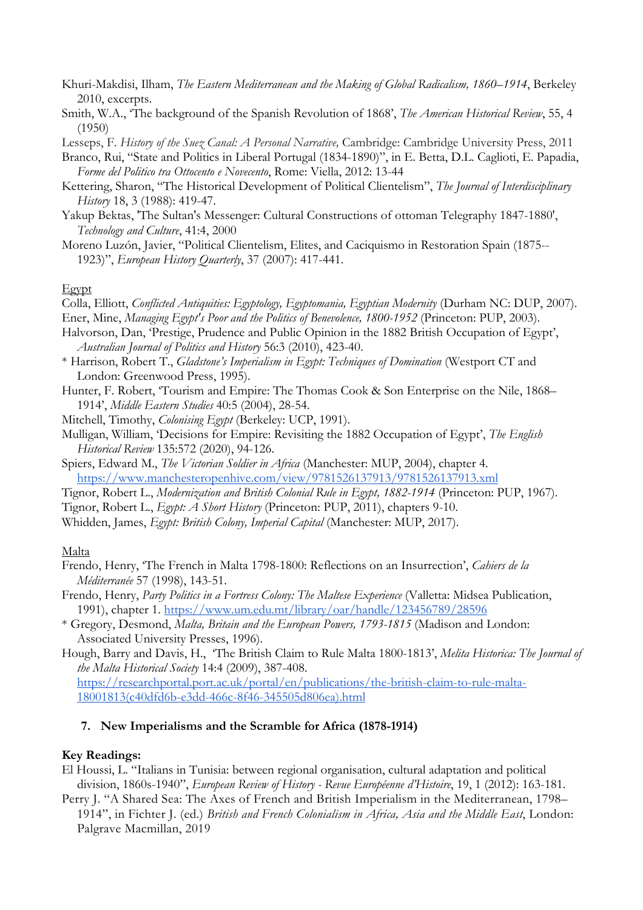Khuri-Makdisi, Ilham, *The Eastern Mediterranean and the Making of Global Radicalism, 1860–1914*, Berkeley 2010, excerpts.

Smith, W.A., 'The background of the Spanish Revolution of 1868', *The American Historical Review*, 55, 4 (1950)

Lesseps, F. *History of the Suez Canal: A Personal Narrative,* Cambridge: Cambridge University Press, 2011

Branco, Rui, "State and Politics in Liberal Portugal (1834-1890)", in E. Betta, D.L. Caglioti, E. Papadia, *Forme del Politico tra Ottocento e Novecento*, Rome: Viella, 2012: 13-44

Kettering, Sharon, "The Historical Development of Political Clientelism", *The Journal of Interdisciplinary History* 18, 3 (1988): 419-47.

Yakup Bektas, 'The Sultan's Messenger: Cultural Constructions of ottoman Telegraphy 1847-1880', *Technology and Culture*, 41:4, 2000

Moreno Luzón, Javier, "Political Clientelism, Elites, and Caciquismo in Restoration Spain (1875--1923)", *European History Quarterly*, 37 (2007): 417-441.

<u>Egypt</u>

Colla, Elliott, *Conflicted Antiquities: Egyptology, Egyptomania, Egyptian Modernity* (Durham NC: DUP, 2007).

Ener, Mine, *Managing Egypt's Poor and the Politics of Benevolence, 1800-1952* (Princeton: PUP, 2003).

Halvorson, Dan, 'Prestige, Prudence and Public Opinion in the 1882 British Occupation of Egypt', *Australian Journal of Politics and History* 56:3 (2010), 423-40.

* Harrison, Robert T., *Gladstone's Imperialism in Egypt: Techniques of Domination* (Westport CT and London: Greenwood Press, 1995).

Hunter, F. Robert, 'Tourism and Empire: The Thomas Cook & Son Enterprise on the Nile, 1868–1914', *Middle Eastern Studies* 40:5 (2004), 28-54.

Mitchell, Timothy, *Colonising Egypt* (Berkeley: UCP, 1991).

Mulligan, William, 'Decisions for Empire: Revisiting the 1882 Occupation of Egypt', *The English Historical Review* 135:572 (2020), 94-126.

Spiers, Edward M., *The Victorian Soldier in Africa* (Manchester: MUP, 2004), chapter 4. https://www.manchesteropenhive.com/view/9781526137913/9781526137913.xml

Tignor, Robert L., *Modernization and British Colonial Rule in Egypt, 1882-1914* (Princeton: PUP, 1967).

Tignor, Robert L., *Egypt: A Short History* (Princeton: PUP, 2011), chapters 9-10.

Whidden, James, *Egypt: British Colony, Imperial Capital* (Manchester: MUP, 2017).

<u>Malta</u>

Frendo, Henry, 'The French in Malta 1798-1800: Reflections on an Insurrection', *Cahiers de la Méditerranée* 57 (1998), 143-51.

Frendo, Henry, *Party Politics in a Fortress Colony: The Maltese Experience* (Valletta: Midsea Publication, 1991), chapter 1. https://www.um.edu.mt/library/oar/handle/123456789/28596

* Gregory, Desmond, *Malta, Britain and the European Powers, 1793-1815* (Madison and London: Associated University Presses, 1996).

Hough, Barry and Davis, H., 'The British Claim to Rule Malta 1800-1813', *Melita Historica: The Journal of the Malta Historical Society* 14:4 (2009), 387-408. https://researchportal.port.ac.uk/portal/en/publications/the-british-claim-to-rule-malta-18001813(c40dfd6b-e3dd-466c-8f46-345505d806ea).html

### 7. New Imperialisms and the Scramble for Africa (1878-1914)

**Key Readings:**

El Houssi, L. "Italians in Tunisia: between regional organisation, cultural adaptation and political division, 1860s-1940", *European Review of History - Revue Européenne d'Histoire*, 19, 1 (2012): 163-181.

Perry J. "A Shared Sea: The Axes of French and British Imperialism in the Mediterranean, 1798–1914", in Fichter J. (ed.) *British and French Colonialism in Africa, Asia and the Middle East*, London: Palgrave Macmillan, 2019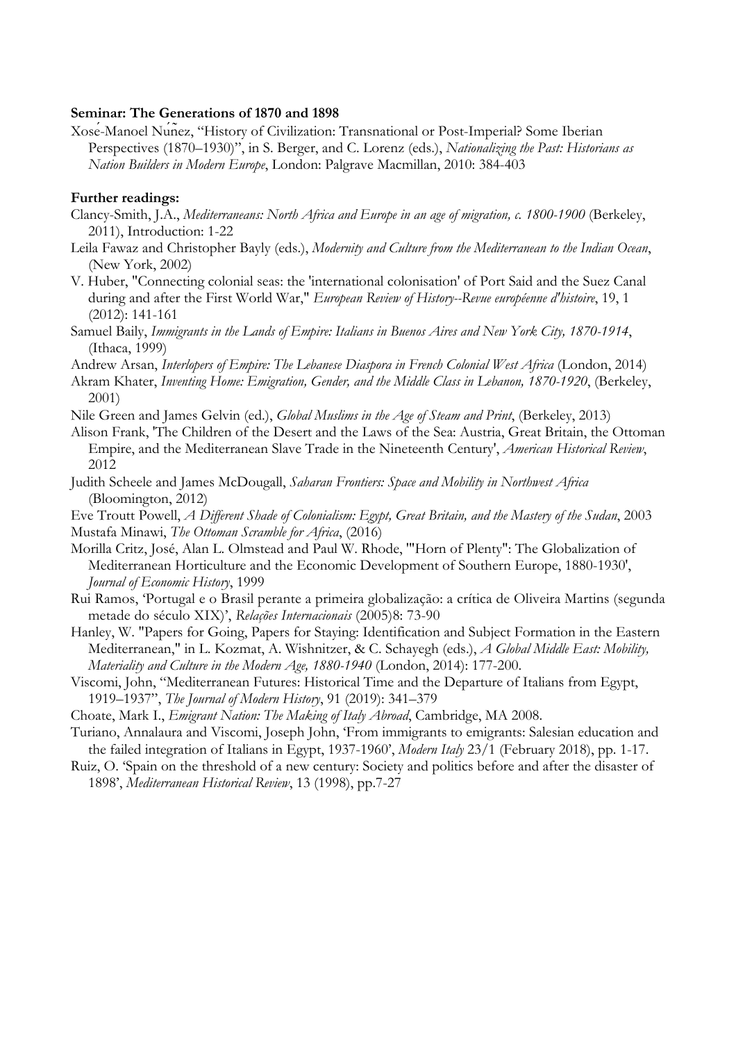**Seminar: The Generations of 1870 and 1898**

Xosé-Manoel Núñez, "History of Civilization: Transnational or Post-Imperial? Some Iberian Perspectives (1870–1930)", in S. Berger, and C. Lorenz (eds.), *Nationalizing the Past: Historians as Nation Builders in Modern Europe*, London: Palgrave Macmillan, 2010: 384-403

**Further readings:**

Clancy-Smith, J.A., *Mediterraneans: North Africa and Europe in an age of migration, c. 1800-1900* (Berkeley, 2011), Introduction: 1-22

Leila Fawaz and Christopher Bayly (eds.), *Modernity and Culture from the Mediterranean to the Indian Ocean*, (New York, 2002)

V. Huber, "Connecting colonial seas: the 'international colonisation' of Port Said and the Suez Canal during and after the First World War," *European Review of History--Revue européenne d'histoire*, 19, 1 (2012): 141-161

Samuel Baily, *Immigrants in the Lands of Empire: Italians in Buenos Aires and New York City, 1870-1914*, (Ithaca, 1999)

Andrew Arsan, *Interlopers of Empire: The Lebanese Diaspora in French Colonial West Africa* (London, 2014)

Akram Khater, *Inventing Home: Emigration, Gender, and the Middle Class in Lebanon, 1870-1920*, (Berkeley, 2001)

Nile Green and James Gelvin (ed.), *Global Muslims in the Age of Steam and Print*, (Berkeley, 2013)

Alison Frank, 'The Children of the Desert and the Laws of the Sea: Austria, Great Britain, the Ottoman Empire, and the Mediterranean Slave Trade in the Nineteenth Century', *American Historical Review*, 2012

Judith Scheele and James McDougall, *Saharan Frontiers: Space and Mobility in Northwest Africa* (Bloomington, 2012)

Eve Troutt Powell, *A Different Shade of Colonialism: Egypt, Great Britain, and the Mastery of the Sudan*, 2003

Mustafa Minawi, *The Ottoman Scramble for Africa*, (2016)

Morilla Critz, José, Alan L. Olmstead and Paul W. Rhode, '"Horn of Plenty": The Globalization of Mediterranean Horticulture and the Economic Development of Southern Europe, 1880-1930', *Journal of Economic History*, 1999

Rui Ramos, 'Portugal e o Brasil perante a primeira globalização: a crítica de Oliveira Martins (segunda metade do século XIX)', *Relações Internacionais* (2005)8: 73-90

Hanley, W. "Papers for Going, Papers for Staying: Identification and Subject Formation in the Eastern Mediterranean," in L. Kozmat, A. Wishnitzer, & C. Schayegh (eds.), *A Global Middle East: Mobility, Materiality and Culture in the Modern Age, 1880-1940* (London, 2014): 177-200.

Viscomi, John, "Mediterranean Futures: Historical Time and the Departure of Italians from Egypt, 1919–1937", *The Journal of Modern History*, 91 (2019): 341–379

Choate, Mark I., *Emigrant Nation: The Making of Italy Abroad*, Cambridge, MA 2008.

Turiano, Annalaura and Viscomi, Joseph John, 'From immigrants to emigrants: Salesian education and the failed integration of Italians in Egypt, 1937-1960', *Modern Italy* 23/1 (February 2018), pp. 1-17.

Ruiz, O. 'Spain on the threshold of a new century: Society and politics before and after the disaster of 1898', *Mediterranean Historical Review*, 13 (1998), pp.7-27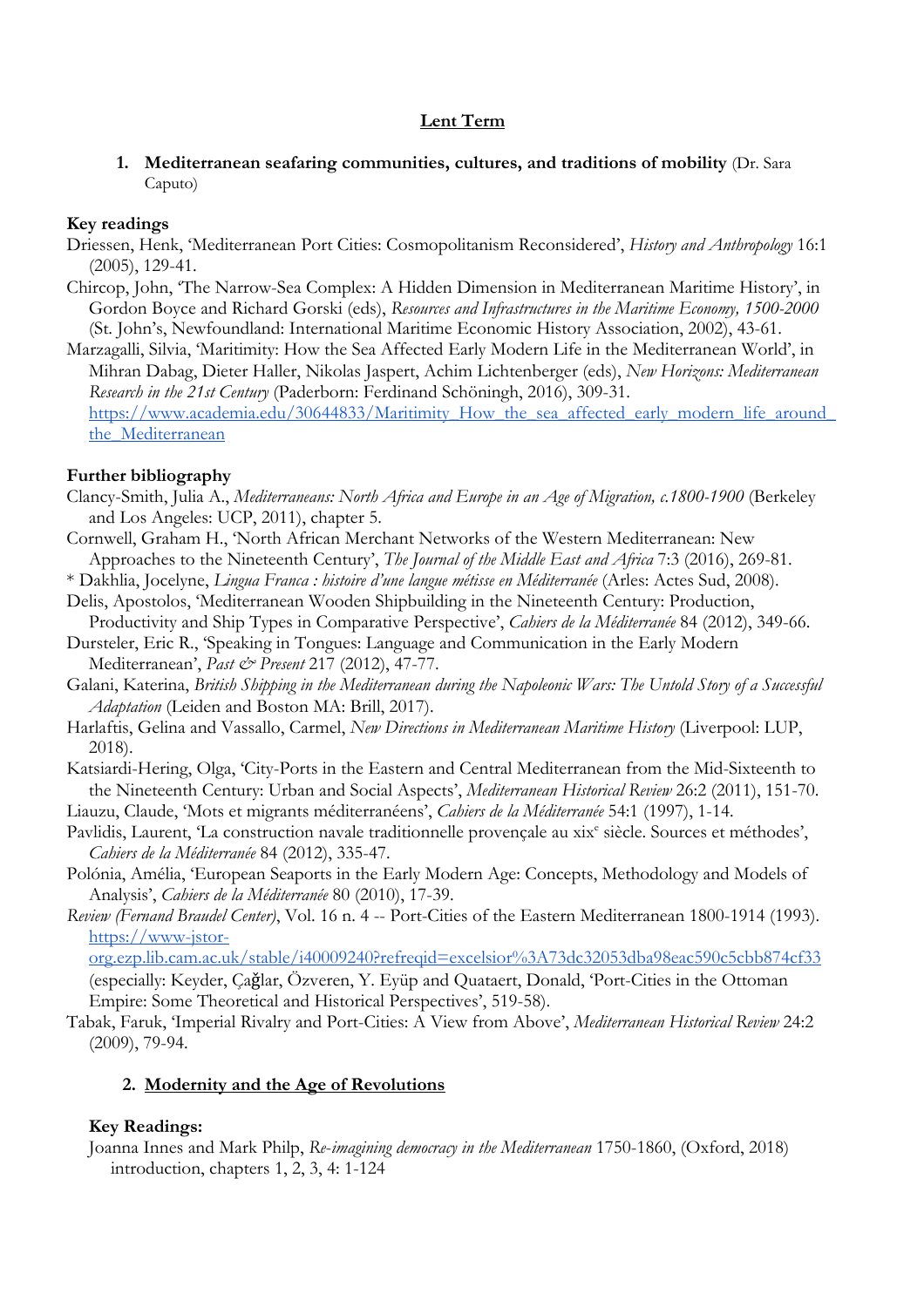## Lent Term

1. **Mediterranean seafaring communities, cultures, and traditions of mobility** (Dr. Sara Caputo)

**Key readings**

Driessen, Henk, 'Mediterranean Port Cities: Cosmopolitanism Reconsidered', *History and Anthropology* 16:1 (2005), 129-41.

Chircop, John, 'The Narrow-Sea Complex: A Hidden Dimension in Mediterranean Maritime History', in Gordon Boyce and Richard Gorski (eds), *Resources and Infrastructures in the Maritime Economy, 1500-2000* (St. John's, Newfoundland: International Maritime Economic History Association, 2002), 43-61.

Marzagalli, Silvia, 'Maritimity: How the Sea Affected Early Modern Life in the Mediterranean World', in Mihran Dabag, Dieter Haller, Nikolas Jaspert, Achim Lichtenberger (eds), *New Horizons: Mediterranean Research in the 21st Century* (Paderborn: Ferdinand Schöningh, 2016), 309-31. [https://www.academia.edu/30644833/Maritimity_How_the_sea_affected_early_modern_life_around_the_Mediterranean](https://www.academia.edu/30644833/Maritimity_How_the_sea_affected_early_modern_life_around_the_Mediterranean)

**Further bibliography**

Clancy-Smith, Julia A., *Mediterraneans: North Africa and Europe in an Age of Migration, c.1800-1900* (Berkeley and Los Angeles: UCP, 2011), chapter 5.

Cornwell, Graham H., 'North African Merchant Networks of the Western Mediterranean: New Approaches to the Nineteenth Century', *The Journal of the Middle East and Africa* 7:3 (2016), 269-81.

\* Dakhlia, Jocelyne, *Lingua Franca : histoire d'une langue métisse en Méditerranée* (Arles: Actes Sud, 2008).

Delis, Apostolos, 'Mediterranean Wooden Shipbuilding in the Nineteenth Century: Production, Productivity and Ship Types in Comparative Perspective', *Cahiers de la Méditerranée* 84 (2012), 349-66.

Dursteler, Eric R., 'Speaking in Tongues: Language and Communication in the Early Modern Mediterranean', *Past & Present* 217 (2012), 47-77.

Galani, Katerina, *British Shipping in the Mediterranean during the Napoleonic Wars: The Untold Story of a Successful Adaptation* (Leiden and Boston MA: Brill, 2017).

Harlaftis, Gelina and Vassallo, Carmel, *New Directions in Mediterranean Maritime History* (Liverpool: LUP, 2018).

Katsiardi-Hering, Olga, 'City-Ports in the Eastern and Central Mediterranean from the Mid-Sixteenth to the Nineteenth Century: Urban and Social Aspects', *Mediterranean Historical Review* 26:2 (2011), 151-70.

Liauzu, Claude, 'Mots et migrants méditerranéens', *Cahiers de la Méditerranée* 54:1 (1997), 1-14.

Pavlidis, Laurent, 'La construction navale traditionnelle provençale au xix[e] siècle. Sources et méthodes', *Cahiers de la Méditerranée* 84 (2012), 335-47.

Polónia, Amélia, 'European Seaports in the Early Modern Age: Concepts, Methodology and Models of Analysis', *Cahiers de la Méditerranée* 80 (2010), 17-39.

*Review (Fernand Braudel Center)*, Vol. 16 n. 4 -- Port-Cities of the Eastern Mediterranean 1800-1914 (1993). [https://www-jstor-org.ezp.lib.cam.ac.uk/stable/i40009240?refreqid=excelsior%3A73dc32053dba98eac590c5cbb874cf33](https://www-jstor-org.ezp.lib.cam.ac.uk/stable/i40009240?refreqid=excelsior%3A73dc32053dba98eac590c5cbb874cf33) (especially: Keyder, Çağlar, Özveren, Y. Eyüp and Quataert, Donald, 'Port-Cities in the Ottoman Empire: Some Theoretical and Historical Perspectives', 519-58).

Tabak, Faruk, 'Imperial Rivalry and Port-Cities: A View from Above', *Mediterranean Historical Review* 24:2 (2009), 79-94.

2. **Modernity and the Age of Revolutions**

**Key Readings:**

Joanna Innes and Mark Philp, *Re-imagining democracy in the Mediterranean* 1750-1860, (Oxford, 2018) introduction, chapters 1, 2, 3, 4: 1-124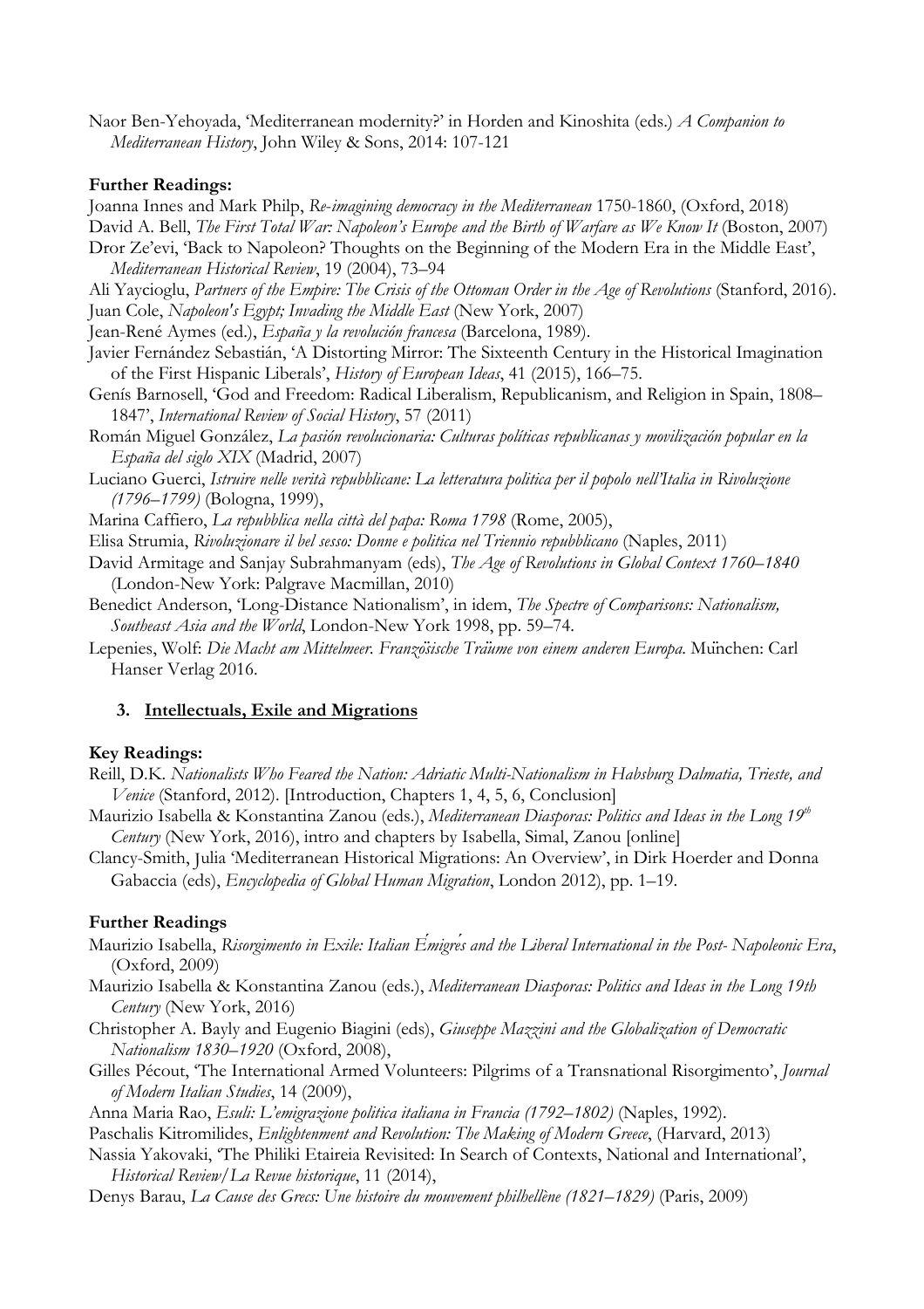Naor Ben-Yehoyada, 'Mediterranean modernity?' in Horden and Kinoshita (eds.) *A Companion to Mediterranean History*, John Wiley & Sons, 2014: 107-121

**Further Readings:**

Joanna Innes and Mark Philp, *Re-imagining democracy in the Mediterranean* 1750-1860, (Oxford, 2018)

David A. Bell, *The First Total War: Napoleon's Europe and the Birth of Warfare as We Know It* (Boston, 2007)

Dror Ze'evi, 'Back to Napoleon? Thoughts on the Beginning of the Modern Era in the Middle East', *Mediterranean Historical Review*, 19 (2004), 73–94

Ali Yaycioglu, *Partners of the Empire: The Crisis of the Ottoman Order in the Age of Revolutions* (Stanford, 2016).

Juan Cole, *Napoleon's Egypt; Invading the Middle East* (New York, 2007)

Jean-René Aymes (ed.), *España y la revolución francesa* (Barcelona, 1989).

Javier Fernández Sebastián, 'A Distorting Mirror: The Sixteenth Century in the Historical Imagination of the First Hispanic Liberals', *History of European Ideas*, 41 (2015), 166–75.

Genís Barnosell, 'God and Freedom: Radical Liberalism, Republicanism, and Religion in Spain, 1808–1847', *International Review of Social History*, 57 (2011)

Román Miguel González, *La pasión revolucionaria: Culturas políticas republicanas y movilización popular en la España del siglo XIX* (Madrid, 2007)

Luciano Guerci, *Istruire nelle verità repubblicane: La letteratura politica per il popolo nell'Italia in Rivoluzione (1796–1799)* (Bologna, 1999),

Marina Caffiero, *La repubblica nella città del papa: Roma 1798* (Rome, 2005),

Elisa Strumia, *Rivoluzionare il bel sesso: Donne e politica nel Triennio repubblicano* (Naples, 2011)

David Armitage and Sanjay Subrahmanyam (eds), *The Age of Revolutions in Global Context 1760–1840* (London-New York: Palgrave Macmillan, 2010)

Benedict Anderson, 'Long-Distance Nationalism', in idem, *The Spectre of Comparisons: Nationalism, Southeast Asia and the World*, London-New York 1998, pp. 59–74.

Lepenies, Wolf: *Die Macht am Mittelmeer. Französische Träume von einem anderen Europa.* München: Carl Hanser Verlag 2016.

### 3. Intellectuals, Exile and Migrations

**Key Readings:**

Reill, D.K. *Nationalists Who Feared the Nation: Adriatic Multi-Nationalism in Habsburg Dalmatia, Trieste, and Venice* (Stanford, 2012). [Introduction, Chapters 1, 4, 5, 6, Conclusion]

Maurizio Isabella & Konstantina Zanou (eds.), *Mediterranean Diasporas: Politics and Ideas in the Long 19th Century* (New York, 2016), intro and chapters by Isabella, Simal, Zanou [online]

Clancy-Smith, Julia 'Mediterranean Historical Migrations: An Overview', in Dirk Hoerder and Donna Gabaccia (eds), *Encyclopedia of Global Human Migration*, London 2012), pp. 1–19.

**Further Readings**

Maurizio Isabella, *Risorgimento in Exile: Italian Émigrés and the Liberal International in the Post- Napoleonic Era*, (Oxford, 2009)

Maurizio Isabella & Konstantina Zanou (eds.), *Mediterranean Diasporas: Politics and Ideas in the Long 19th Century* (New York, 2016)

Christopher A. Bayly and Eugenio Biagini (eds), *Giuseppe Mazzini and the Globalization of Democratic Nationalism 1830–1920* (Oxford, 2008),

Gilles Pécout, 'The International Armed Volunteers: Pilgrims of a Transnational Risorgimento', *Journal of Modern Italian Studies*, 14 (2009),

Anna Maria Rao, *Esuli: L'emigrazione politica italiana in Francia (1792–1802)* (Naples, 1992).

Paschalis Kitromilides, *Enlightenment and Revolution: The Making of Modern Greece*, (Harvard, 2013)

Nassia Yakovaki, 'The Philiki Etaireia Revisited: In Search of Contexts, National and International', *Historical Review/La Revue historique*, 11 (2014),

Denys Barau, *La Cause des Grecs: Une histoire du mouvement philhellène (1821–1829)* (Paris, 2009)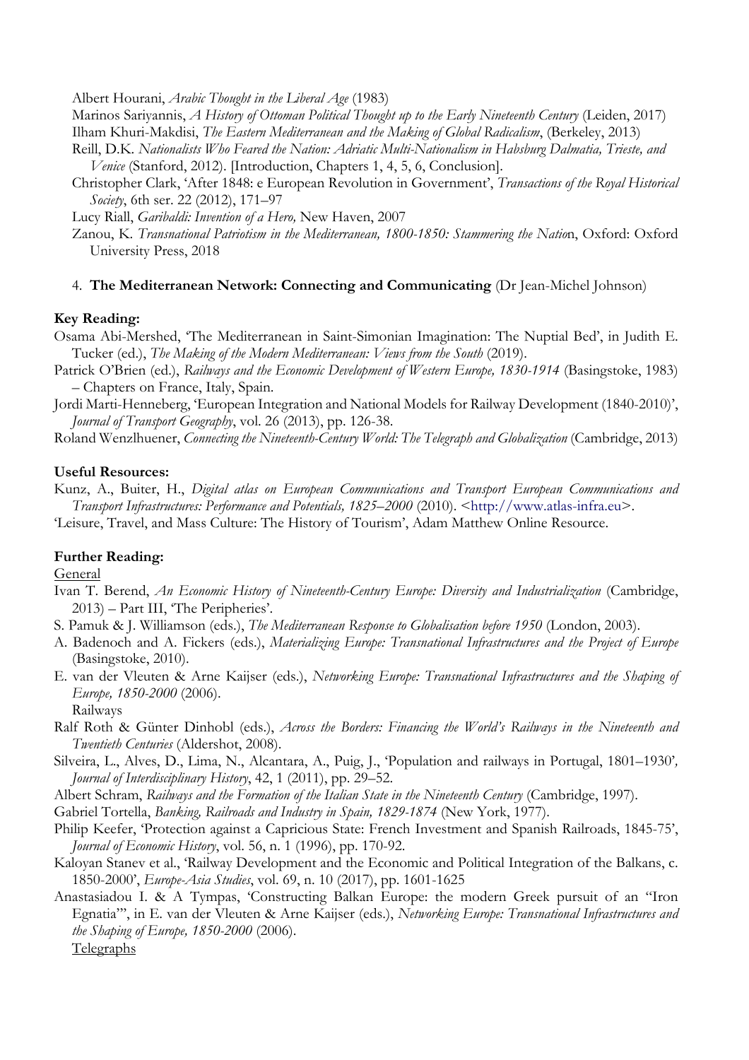Albert Hourani, *Arabic Thought in the Liberal Age* (1983)

Marinos Sariyannis, *A History of Ottoman Political Thought up to the Early Nineteenth Century* (Leiden, 2017)

Ilham Khuri-Makdisi, *The Eastern Mediterranean and the Making of Global Radicalism*, (Berkeley, 2013)

Reill, D.K. *Nationalists Who Feared the Nation: Adriatic Multi-Nationalism in Habsburg Dalmatia, Trieste, and Venice* (Stanford, 2012). [Introduction, Chapters 1, 4, 5, 6, Conclusion].

Christopher Clark, 'After 1848: e European Revolution in Government', *Transactions of the Royal Historical Society*, 6th ser. 22 (2012), 171–97

Lucy Riall, *Garibaldi: Invention of a Hero,* New Haven, 2007

Zanou, K. *Transnational Patriotism in the Mediterranean, 1800-1850: Stammering the Natio*n, Oxford: Oxford University Press, 2018

4. **The Mediterranean Network: Connecting and Communicating** (Dr Jean-Michel Johnson)

**Key Reading:**

Osama Abi-Mershed, 'The Mediterranean in Saint-Simonian Imagination: The Nuptial Bed', in Judith E. Tucker (ed.), *The Making of the Modern Mediterranean: Views from the South* (2019).

Patrick O'Brien (ed.), *Railways and the Economic Development of Western Europe, 1830-1914* (Basingstoke, 1983) – Chapters on France, Italy, Spain.

Jordi Marti-Henneberg, 'European Integration and National Models for Railway Development (1840-2010)', *Journal of Transport Geography*, vol. 26 (2013), pp. 126-38.

Roland Wenzlhuener, *Connecting the Nineteenth-Century World: The Telegraph and Globalization* (Cambridge, 2013)

**Useful Resources:**

Kunz, A., Buiter, H., *Digital atlas on European Communications and Transport European Communications and Transport Infrastructures: Performance and Potentials, 1825–2000* (2010). <http://www.atlas-infra.eu>.

'Leisure, Travel, and Mass Culture: The History of Tourism', Adam Matthew Online Resource.

**Further Reading:**

General

Ivan T. Berend, *An Economic History of Nineteenth-Century Europe: Diversity and Industrialization* (Cambridge, 2013) – Part III, 'The Peripheries'.

S. Pamuk & J. Williamson (eds.), *The Mediterranean Response to Globalisation before 1950* (London, 2003).

A. Badenoch and A. Fickers (eds.), *Materializing Europe: Transnational Infrastructures and the Project of Europe* (Basingstoke, 2010).

E. van der Vleuten & Arne Kaijser (eds.), *Networking Europe: Transnational Infrastructures and the Shaping of Europe, 1850-2000* (2006).

Railways

Ralf Roth & Günter Dinhobl (eds.), *Across the Borders: Financing the World's Railways in the Nineteenth and Twentieth Centuries* (Aldershot, 2008).

Silveira, L., Alves, D., Lima, N., Alcantara, A., Puig, J., 'Population and railways in Portugal, 1801–1930', *Journal of Interdisciplinary History*, 42, 1 (2011), pp. 29–52.

Albert Schram, *Railways and the Formation of the Italian State in the Nineteenth Century* (Cambridge, 1997).

Gabriel Tortella, *Banking, Railroads and Industry in Spain, 1829-1874* (New York, 1977).

Philip Keefer, 'Protection against a Capricious State: French Investment and Spanish Railroads, 1845-75', *Journal of Economic History*, vol. 56, n. 1 (1996), pp. 170-92.

Kaloyan Stanev et al., 'Railway Development and the Economic and Political Integration of the Balkans, c. 1850-2000', *Europe-Asia Studies*, vol. 69, n. 10 (2017), pp. 1601-1625

Anastasiadou I. & A Tympas, 'Constructing Balkan Europe: the modern Greek pursuit of an "Iron Egnatia"', in E. van der Vleuten & Arne Kaijser (eds.), *Networking Europe: Transnational Infrastructures and the Shaping of Europe, 1850-2000* (2006).

Telegraphs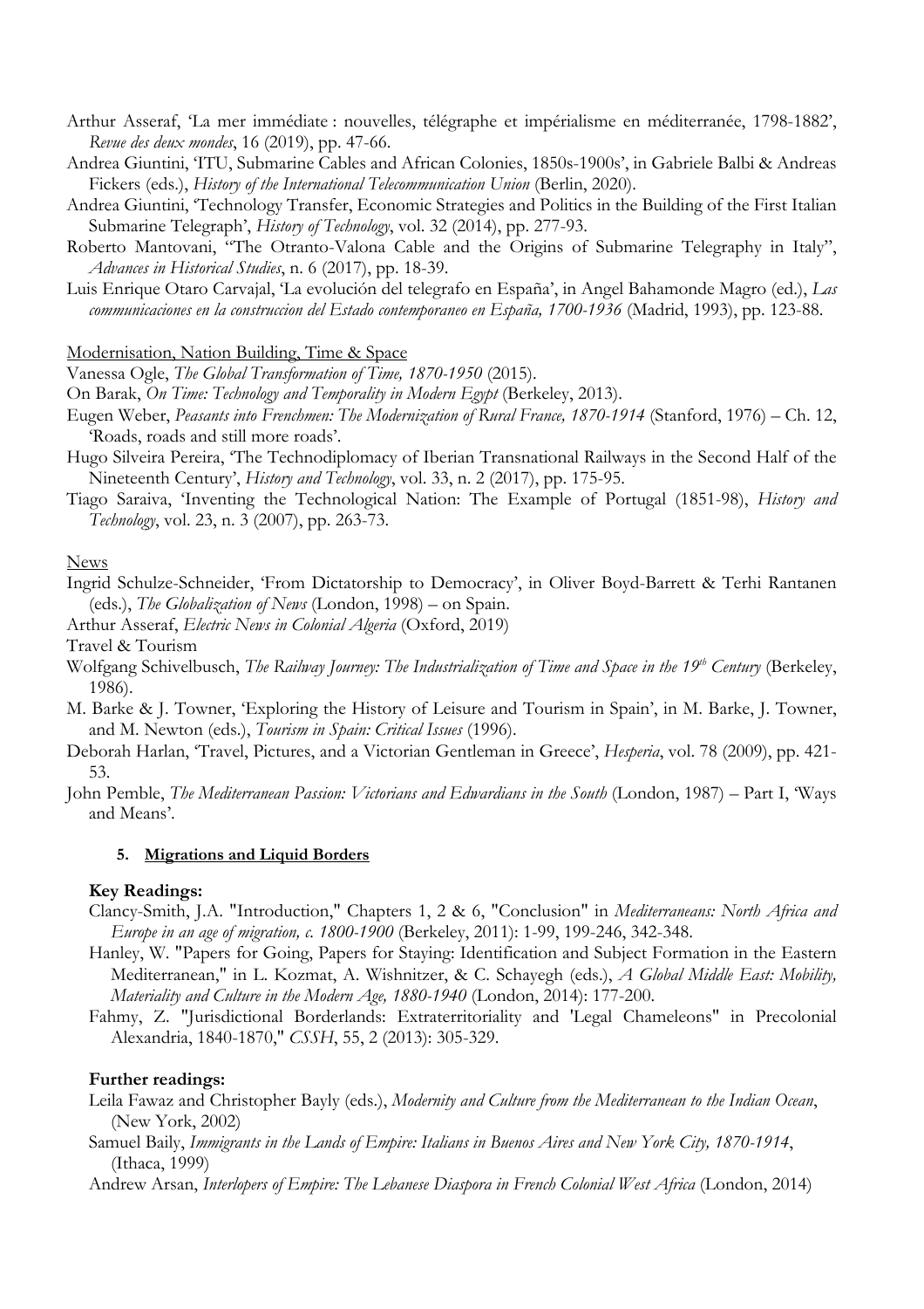Arthur Asseraf, 'La mer immédiate : nouvelles, télégraphe et impérialisme en méditerranée, 1798-1882', *Revue des deux mondes*, 16 (2019), pp. 47-66.

Andrea Giuntini, 'ITU, Submarine Cables and African Colonies, 1850s-1900s', in Gabriele Balbi & Andreas Fickers (eds.), *History of the International Telecommunication Union* (Berlin, 2020).

Andrea Giuntini, 'Technology Transfer, Economic Strategies and Politics in the Building of the First Italian Submarine Telegraph', *History of Technology*, vol. 32 (2014), pp. 277-93.

Roberto Mantovani, "The Otranto-Valona Cable and the Origins of Submarine Telegraphy in Italy", *Advances in Historical Studies*, n. 6 (2017), pp. 18-39.

Luis Enrique Otaro Carvajal, 'La evolución del telegrafo en España', in Angel Bahamonde Magro (ed.), *Las communicaciones en la construccion del Estado contemporaneo en España, 1700-1936* (Madrid, 1993), pp. 123-88.

<u>Modernisation, Nation Building, Time & Space</u>

Vanessa Ogle, *The Global Transformation of Time, 1870-1950* (2015).

On Barak, *On Time: Technology and Temporality in Modern Egypt* (Berkeley, 2013).

Eugen Weber, *Peasants into Frenchmen: The Modernization of Rural France, 1870-1914* (Stanford, 1976) – Ch. 12, 'Roads, roads and still more roads'.

Hugo Silveira Pereira, 'The Technodiplomacy of Iberian Transnational Railways in the Second Half of the Nineteenth Century', *History and Technology*, vol. 33, n. 2 (2017), pp. 175-95.

Tiago Saraiva, 'Inventing the Technological Nation: The Example of Portugal (1851-98), *History and Technology*, vol. 23, n. 3 (2007), pp. 263-73.

<u>News</u>

Ingrid Schulze-Schneider, 'From Dictatorship to Democracy', in Oliver Boyd-Barrett & Terhi Rantanen (eds.), *The Globalization of News* (London, 1998) – on Spain.

Arthur Asseraf, *Electric News in Colonial Algeria* (Oxford, 2019)

Travel & Tourism

Wolfgang Schivelbusch, *The Railway Journey: The Industrialization of Time and Space in the 19th Century* (Berkeley, 1986).

M. Barke & J. Towner, 'Exploring the History of Leisure and Tourism in Spain', in M. Barke, J. Towner, and M. Newton (eds.), *Tourism in Spain: Critical Issues* (1996).

Deborah Harlan, 'Travel, Pictures, and a Victorian Gentleman in Greece', *Hesperia*, vol. 78 (2009), pp. 421-53.

John Pemble, *The Mediterranean Passion: Victorians and Edwardians in the South* (London, 1987) – Part I, 'Ways and Means'.

### 5. <u>Migrations and Liquid Borders</u>

**Key Readings:**

Clancy-Smith, J.A. "Introduction," Chapters 1, 2 & 6, "Conclusion" in *Mediterraneans: North Africa and Europe in an age of migration, c. 1800-1900* (Berkeley, 2011): 1-99, 199-246, 342-348.

Hanley, W. "Papers for Going, Papers for Staying: Identification and Subject Formation in the Eastern Mediterranean," in L. Kozmat, A. Wishnitzer, & C. Schayegh (eds.), *A Global Middle East: Mobility, Materiality and Culture in the Modern Age, 1880-1940* (London, 2014): 177-200.

Fahmy, Z. "Jurisdictional Borderlands: Extraterritoriality and 'Legal Chameleons" in Precolonial Alexandria, 1840-1870," *CSSH*, 55, 2 (2013): 305-329.

**Further readings:**

Leila Fawaz and Christopher Bayly (eds.), *Modernity and Culture from the Mediterranean to the Indian Ocean*, (New York, 2002)

Samuel Baily, *Immigrants in the Lands of Empire: Italians in Buenos Aires and New York City, 1870-1914*, (Ithaca, 1999)

Andrew Arsan, *Interlopers of Empire: The Lebanese Diaspora in French Colonial West Africa* (London, 2014)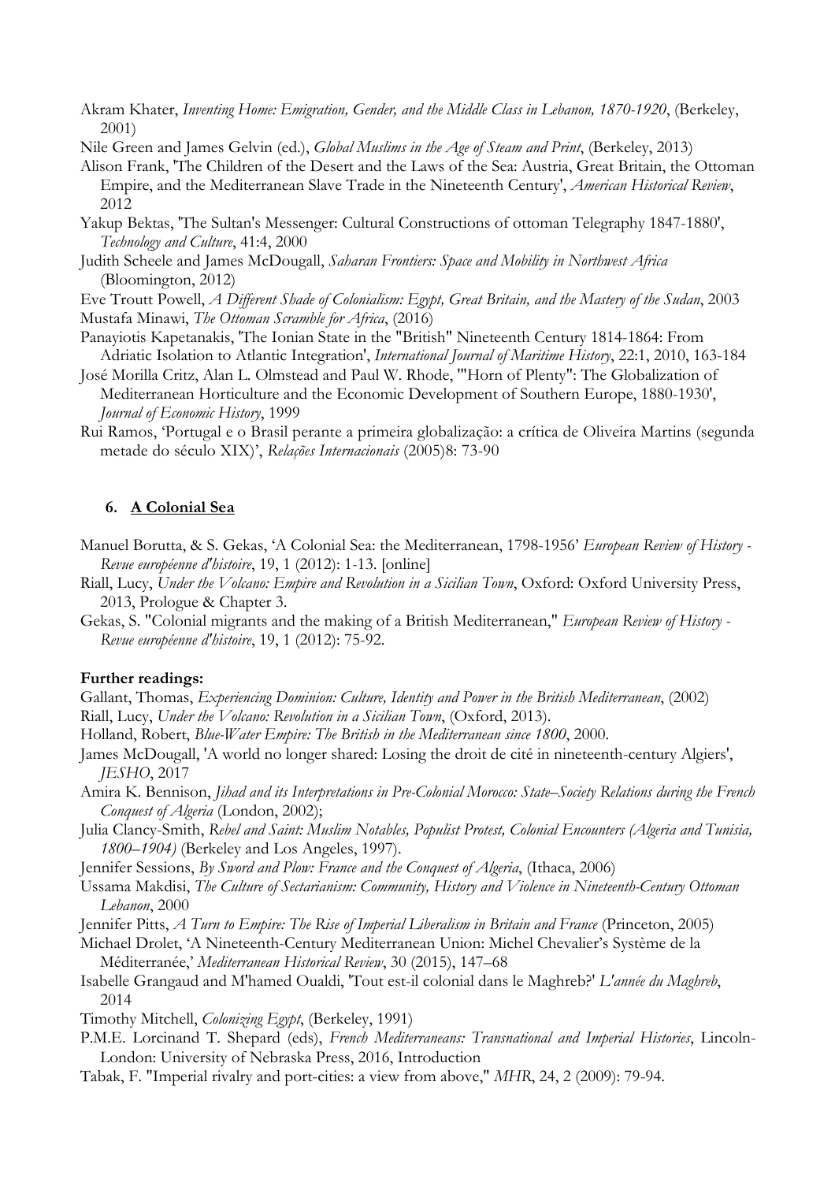Akram Khater, *Inventing Home: Emigration, Gender, and the Middle Class in Lebanon, 1870-1920*, (Berkeley, 2001)

Nile Green and James Gelvin (ed.), *Global Muslims in the Age of Steam and Print*, (Berkeley, 2013)

Alison Frank, 'The Children of the Desert and the Laws of the Sea: Austria, Great Britain, the Ottoman Empire, and the Mediterranean Slave Trade in the Nineteenth Century', *American Historical Review*, 2012

Yakup Bektas, 'The Sultan's Messenger: Cultural Constructions of ottoman Telegraphy 1847-1880', *Technology and Culture*, 41:4, 2000

Judith Scheele and James McDougall, *Saharan Frontiers: Space and Mobility in Northwest Africa* (Bloomington, 2012)

Eve Troutt Powell, *A Different Shade of Colonialism: Egypt, Great Britain, and the Mastery of the Sudan*, 2003

Mustafa Minawi, *The Ottoman Scramble for Africa*, (2016)

Panayiotis Kapetanakis, 'The Ionian State in the "British" Nineteenth Century 1814-1864: From Adriatic Isolation to Atlantic Integration', *International Journal of Maritime History*, 22:1, 2010, 163-184

José Morilla Critz, Alan L. Olmstead and Paul W. Rhode, '"Horn of Plenty": The Globalization of Mediterranean Horticulture and the Economic Development of Southern Europe, 1880-1930', *Journal of Economic History*, 1999

Rui Ramos, 'Portugal e o Brasil perante a primeira globalização: a crítica de Oliveira Martins (segunda metade do século XIX)', *Relações Internacionais* (2005)8: 73-90

## 6. A Colonial Sea

Manuel Borutta, & S. Gekas, 'A Colonial Sea: the Mediterranean, 1798-1956' *European Review of History - Revue européenne d'histoire*, 19, 1 (2012): 1-13. [online]

Riall, Lucy, *Under the Volcano: Empire and Revolution in a Sicilian Town*, Oxford: Oxford University Press, 2013, Prologue & Chapter 3.

Gekas, S. "Colonial migrants and the making of a British Mediterranean," *European Review of History - Revue européenne d'histoire*, 19, 1 (2012): 75-92.

**Further readings:**

Gallant, Thomas, *Experiencing Dominion: Culture, Identity and Power in the British Mediterranean*, (2002)

Riall, Lucy, *Under the Volcano: Revolution in a Sicilian Town*, (Oxford, 2013).

Holland, Robert, *Blue-Water Empire: The British in the Mediterranean since 1800*, 2000.

James McDougall, 'A world no longer shared: Losing the droit de cité in nineteenth-century Algiers', *JESHO*, 2017

Amira K. Bennison, *Jihad and its Interpretations in Pre-Colonial Morocco: State–Society Relations during the French Conquest of Algeria* (London, 2002);

Julia Clancy-Smith, *Rebel and Saint: Muslim Notables, Populist Protest, Colonial Encounters (Algeria and Tunisia, 1800–1904)* (Berkeley and Los Angeles, 1997).

Jennifer Sessions, *By Sword and Plow: France and the Conquest of Algeria*, (Ithaca, 2006)

Ussama Makdisi, *The Culture of Sectarianism: Community, History and Violence in Nineteenth-Century Ottoman Lebanon*, 2000

Jennifer Pitts, *A Turn to Empire: The Rise of Imperial Liberalism in Britain and France* (Princeton, 2005)

Michael Drolet, 'A Nineteenth-Century Mediterranean Union: Michel Chevalier's Système de la Méditerranée,' *Mediterranean Historical Review*, 30 (2015), 147–68

Isabelle Grangaud and M'hamed Oualdi, 'Tout est-il colonial dans le Maghreb?' *L'année du Maghreb*, 2014

Timothy Mitchell, *Colonizing Egypt*, (Berkeley, 1991)

P.M.E. Lorcinand T. Shepard (eds), *French Mediterraneans: Transnational and Imperial Histories*, Lincoln-London: University of Nebraska Press, 2016, Introduction

Tabak, F. "Imperial rivalry and port-cities: a view from above," *MHR*, 24, 2 (2009): 79-94.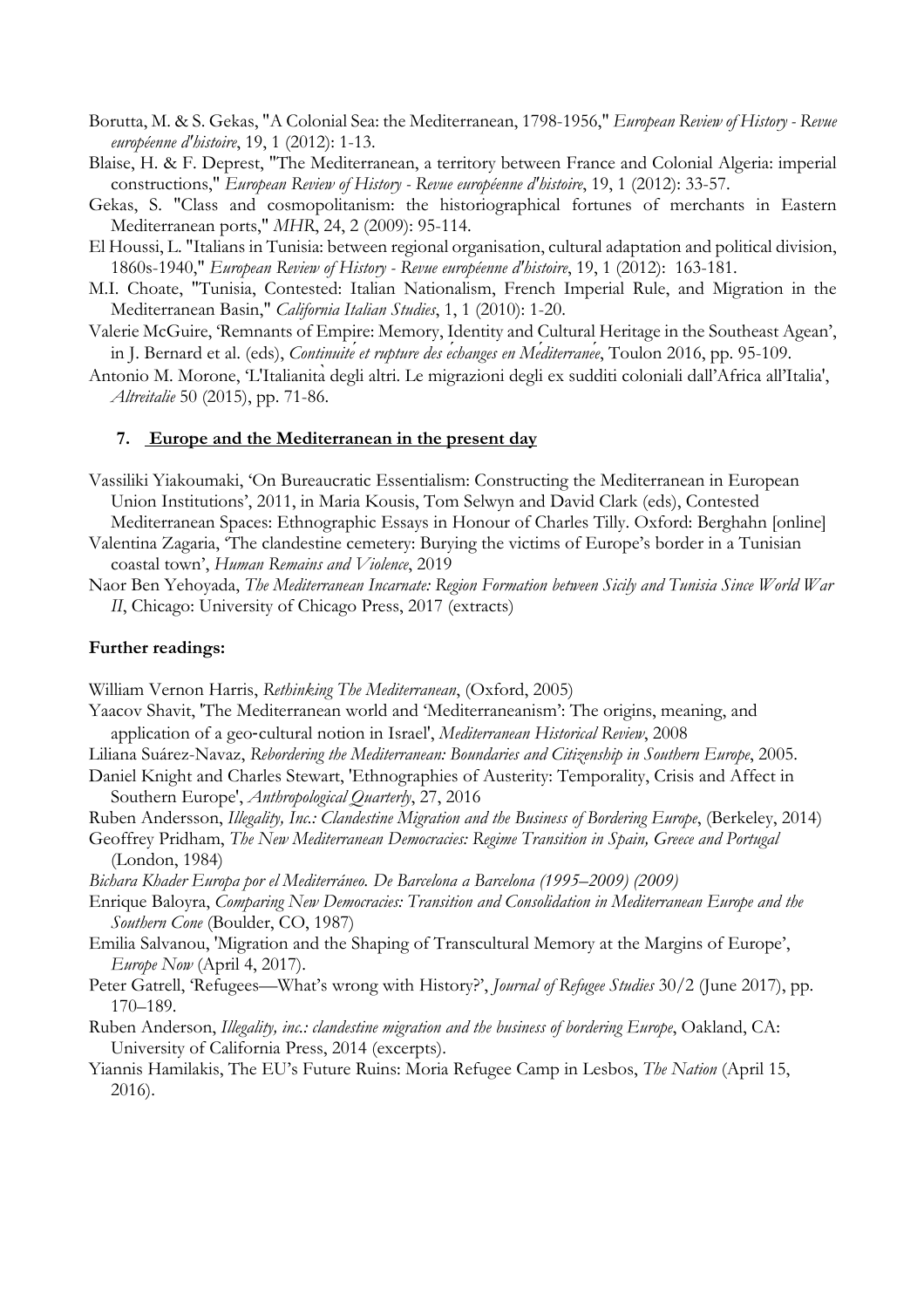Borutta, M. & S. Gekas, "A Colonial Sea: the Mediterranean, 1798-1956," *European Review of History - Revue européenne d'histoire*, 19, 1 (2012): 1-13.

Blaise, H. & F. Deprest, "The Mediterranean, a territory between France and Colonial Algeria: imperial constructions," *European Review of History - Revue européenne d'histoire*, 19, 1 (2012): 33-57.

Gekas, S. "Class and cosmopolitanism: the historiographical fortunes of merchants in Eastern Mediterranean ports," *MHR*, 24, 2 (2009): 95-114.

El Houssi, L. "Italians in Tunisia: between regional organisation, cultural adaptation and political division, 1860s-1940," *European Review of History - Revue européenne d'histoire*, 19, 1 (2012): 163-181.

M.I. Choate, "Tunisia, Contested: Italian Nationalism, French Imperial Rule, and Migration in the Mediterranean Basin," *California Italian Studies*, 1, 1 (2010): 1-20.

Valerie McGuire, 'Remnants of Empire: Memory, Identity and Cultural Heritage in the Southeast Agean', in J. Bernard et al. (eds), *Continuité et rupture des échanges en Méditerranée*, Toulon 2016, pp. 95-109.

Antonio M. Morone, 'L'Italianità degli altri. Le migrazioni degli ex sudditi coloniali dall'Africa all'Italia', *Altreitalie* 50 (2015), pp. 71-86.

## 7. Europe and the Mediterranean in the present day

Vassiliki Yiakoumaki, 'On Bureaucratic Essentialism: Constructing the Mediterranean in European Union Institutions', 2011, in Maria Kousis, Tom Selwyn and David Clark (eds), Contested Mediterranean Spaces: Ethnographic Essays in Honour of Charles Tilly. Oxford: Berghahn [online]

Valentina Zagaria, 'The clandestine cemetery: Burying the victims of Europe's border in a Tunisian coastal town', *Human Remains and Violence*, 2019

Naor Ben Yehoyada, *The Mediterranean Incarnate: Region Formation between Sicily and Tunisia Since World War II*, Chicago: University of Chicago Press, 2017 (extracts)

**Further readings:**

William Vernon Harris, *Rethinking The Mediterranean*, (Oxford, 2005)

Yaacov Shavit, 'The Mediterranean world and 'Mediterraneanism': The origins, meaning, and application of a geo-cultural notion in Israel', *Mediterranean Historical Review*, 2008

Liliana Suárez-Navaz, *Rebordering the Mediterranean: Boundaries and Citizenship in Southern Europe*, 2005.

Daniel Knight and Charles Stewart, 'Ethnographies of Austerity: Temporality, Crisis and Affect in Southern Europe', *Anthropological Quarterly*, 27, 2016

Ruben Andersson, *Illegality, Inc.: Clandestine Migration and the Business of Bordering Europe*, (Berkeley, 2014)

Geoffrey Pridham, *The New Mediterranean Democracies: Regime Transition in Spain, Greece and Portugal* (London, 1984)

*Bichara Khader Europa por el Mediterráneo. De Barcelona a Barcelona (1995–2009) (2009)*

Enrique Baloyra, *Comparing New Democracies: Transition and Consolidation in Mediterranean Europe and the Southern Cone* (Boulder, CO, 1987)

Emilia Salvanou, 'Migration and the Shaping of Transcultural Memory at the Margins of Europe', *Europe Now* (April 4, 2017).

Peter Gatrell, 'Refugees—What's wrong with History?', *Journal of Refugee Studies* 30/2 (June 2017), pp. 170–189.

Ruben Anderson, *Illegality, inc.: clandestine migration and the business of bordering Europe*, Oakland, CA: University of California Press, 2014 (excerpts).

Yiannis Hamilakis, The EU's Future Ruins: Moria Refugee Camp in Lesbos, *The Nation* (April 15, 2016).